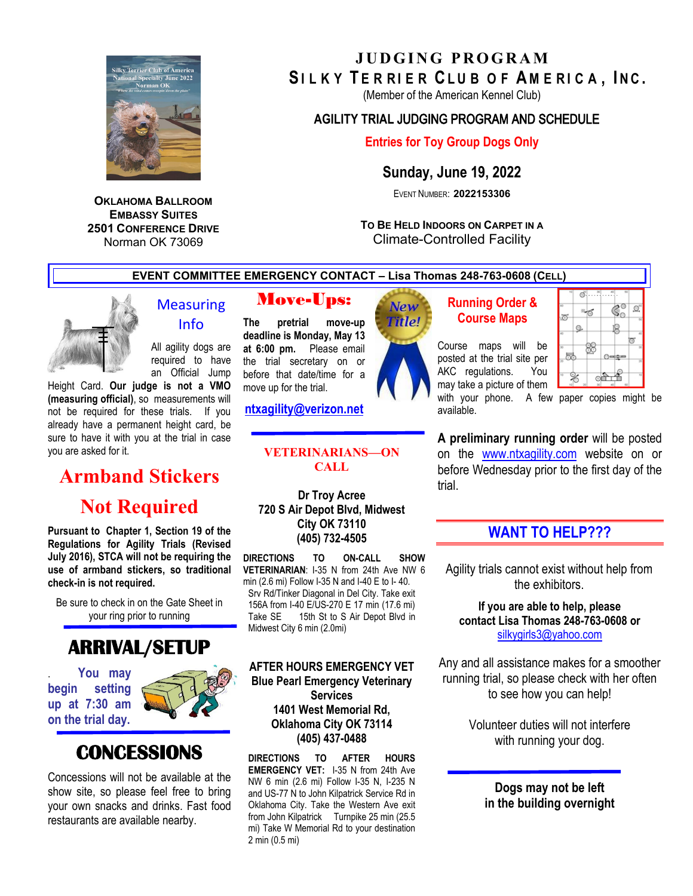# JUDGING PROGRAM

## SILKY TERRIER CLUB OF AMERICA, INC.

(Member of the American Kennel Club)

**AGILITY TRIAL JUDGING PROGRAM AND SCHEDULE**

**Entries for Toy Group Dogs Only**

**Sunday, June 19, 2022**

EVENT NUMBER: **2022153306**

**OKLAHOMA BALLROOM**
**EMBASSY SUITES**
**2501 CONFERENCE DRIVE**
Norman OK 73069

**TO BE HELD INDOORS ON CARPET IN A**
Climate-Controlled Facility

**EVENT COMMITTEE EMERGENCY CONTACT – Lisa Thomas 248-763-0608 (CELL)**

## Measuring Info

All agility dogs are required to have an Official Jump Height Card. **Our judge is not a VMO (measuring official)**, so measurements will not be required for these trials. If you already have a permanent height card, be sure to have it with you at the trial in case you are asked for it.

## Armband Stickers Not Required

**Pursuant to Chapter 1, Section 19 of the Regulations for Agility Trials (Revised July 2016), STCA will not be requiring the use of armband stickers, so traditional check-in is not required.**

Be sure to check in on the Gate Sheet in your ring prior to running

## ARRIVAL/SETUP

. **You may begin setting up at 7:30 am on the trial day.**

## CONCESSIONS

Concessions will not be available at the show site, so please feel free to bring your own snacks and drinks. Fast food restaurants are available nearby.

## Move-Ups:

**The pretrial move-up deadline is Monday, May 13 at 6:00 pm.** Please email the trial secretary on or before that date/time for a move up for the trial.

**ntxagility@verizon.net**

## VETERINARIANS—ON CALL

**Dr Troy Acree**
**720 S Air Depot Blvd, Midwest City OK 73110**
**(405) 732-4505**

**DIRECTIONS TO ON-CALL SHOW VETERINARIAN**: I-35 N from 24th Ave NW 6 min (2.6 mi) Follow I-35 N and I-40 E to I- 40. Srv Rd/Tinker Diagonal in Del City. Take exit 156A from I-40 E/US-270 E 17 min (17.6 mi) Take SE 15th St to S Air Depot Blvd in Midwest City 6 min (2.0mi)

**AFTER HOURS EMERGENCY VET**
**Blue Pearl Emergency Veterinary Services**
**1401 West Memorial Rd, Oklahoma City OK 73114**
**(405) 437-0488**

**DIRECTIONS TO AFTER HOURS EMERGENCY VET:** I-35 N from 24th Ave NW 6 min (2.6 mi) Follow I-35 N, I-235 N and US-77 N to John Kilpatrick Service Rd in Oklahoma City. Take the Western Ave exit from John Kilpatrick Turnpike 25 min (25.5 mi) Take W Memorial Rd to your destination 2 min (0.5 mi)

## New Title! Running Order & Course Maps

Course maps will be posted at the trial site per AKC regulations. You may take a picture of them with your phone. A few paper copies might be available.

**A preliminary running order** will be posted on the www.ntxagility.com website on or before Wednesday prior to the first day of the trial.

## WANT TO HELP???

Agility trials cannot exist without help from the exhibitors.

**If you are able to help, please contact Lisa Thomas 248-763-0608 or** silkygirls3@yahoo.com

Any and all assistance makes for a smoother running trial, so please check with her often to see how you can help!

Volunteer duties will not interfere with running your dog.

**Dogs may not be left in the building overnight**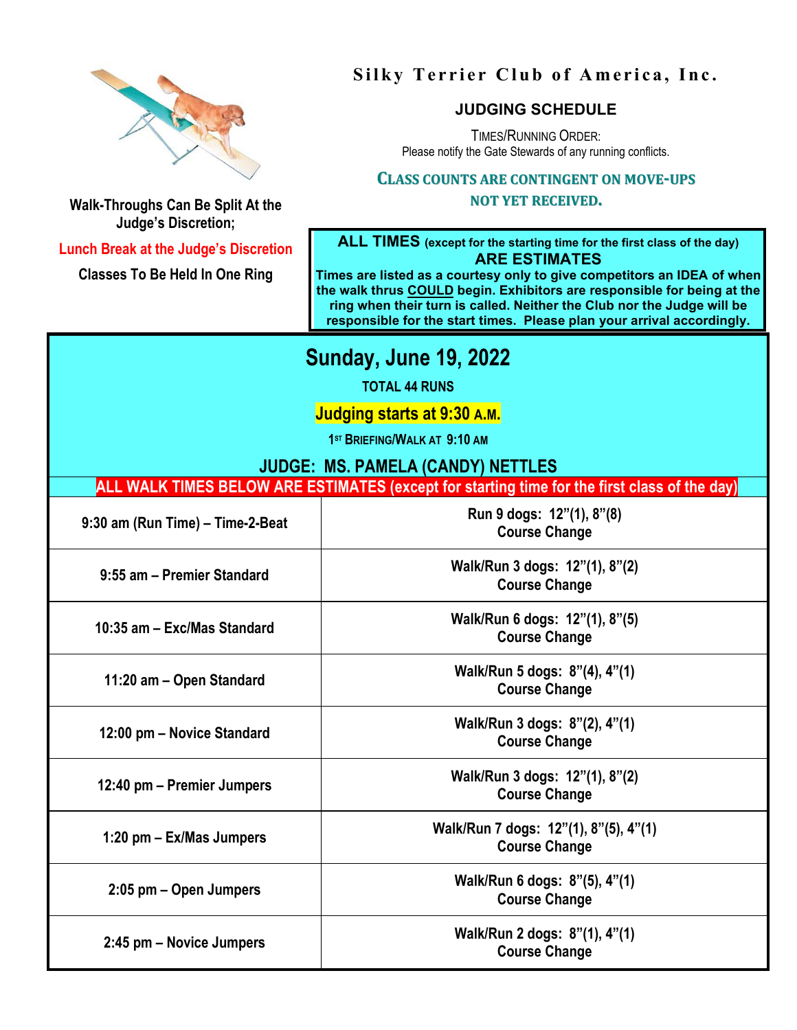# Silky Terrier Club of America, Inc.

## JUDGING SCHEDULE

TIMES/RUNNING ORDER:
Please notify the Gate Stewards of any running conflicts.

**CLASS COUNTS ARE CONTINGENT ON MOVE-UPS NOT YET RECEIVED.**

**Walk-Throughs Can Be Split At the Judge's Discretion;**

**Lunch Break at the Judge's Discretion**

**Classes To Be Held In One Ring**

**ALL TIMES (except for the starting time for the first class of the day) ARE ESTIMATES**
**Times are listed as a courtesy only to give competitors an IDEA of when the walk thrus COULD begin. Exhibitors are responsible for being at the ring when their turn is called. Neither the Club nor the Judge will be responsible for the start times. Please plan your arrival accordingly.**

## Sunday, June 19, 2022

**TOTAL 44 RUNS**

**Judging starts at 9:30 A.M.**

**1ST BRIEFING/WALK AT 9:10 AM**

**JUDGE: MS. PAMELA (CANDY) NETTLES**

**ALL WALK TIMES BELOW ARE ESTIMATES (except for starting time for the first class of the day)**

| Time – Class | Details |
| --- | --- |
| 9:30 am (Run Time) – Time-2-Beat | Run 9 dogs: 12"(1), 8"(8)<br>Course Change |
| 9:55 am – Premier Standard | Walk/Run 3 dogs: 12"(1), 8"(2)<br>Course Change |
| 10:35 am – Exc/Mas Standard | Walk/Run 6 dogs: 12"(1), 8"(5)<br>Course Change |
| 11:20 am – Open Standard | Walk/Run 5 dogs: 8"(4), 4"(1)<br>Course Change |
| 12:00 pm – Novice Standard | Walk/Run 3 dogs: 8"(2), 4"(1)<br>Course Change |
| 12:40 pm – Premier Jumpers | Walk/Run 3 dogs: 12"(1), 8"(2)<br>Course Change |
| 1:20 pm – Ex/Mas Jumpers | Walk/Run 7 dogs: 12"(1), 8"(5), 4"(1)<br>Course Change |
| 2:05 pm – Open Jumpers | Walk/Run 6 dogs: 8"(5), 4"(1)<br>Course Change |
| 2:45 pm – Novice Jumpers | Walk/Run 2 dogs: 8"(1), 4"(1)<br>Course Change |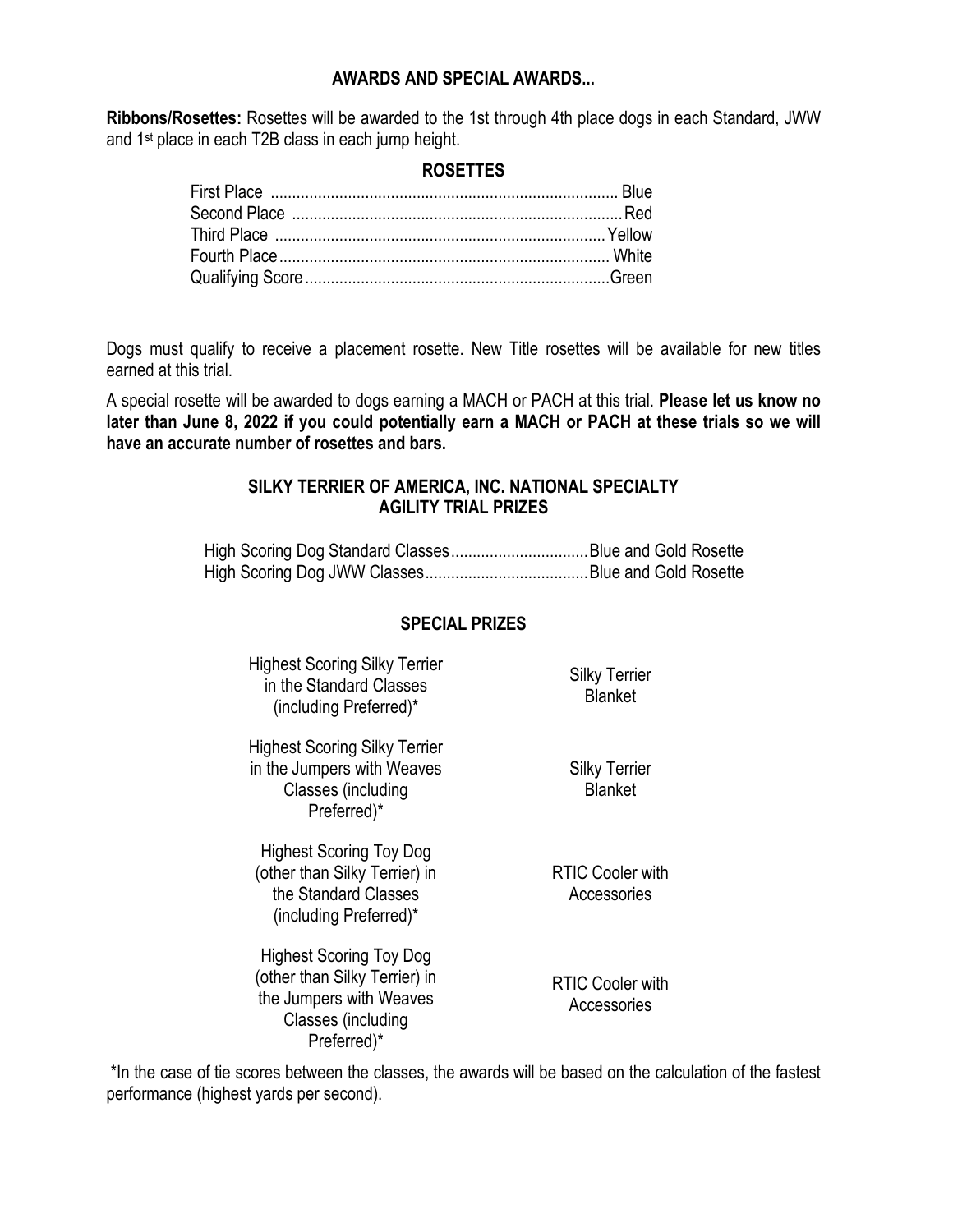### AWARDS AND SPECIAL AWARDS...

**Ribbons/Rosettes:** Rosettes will be awarded to the 1st through 4th place dogs in each Standard, JWW and 1st place in each T2B class in each jump height.

#### ROSETTES

| | |
|---|---|
| First Place | Blue |
| Second Place | Red |
| Third Place | Yellow |
| Fourth Place | White |
| Qualifying Score | Green |

Dogs must qualify to receive a placement rosette. New Title rosettes will be available for new titles earned at this trial.

A special rosette will be awarded to dogs earning a MACH or PACH at this trial. **Please let us know no later than June 8, 2022 if you could potentially earn a MACH or PACH at these trials so we will have an accurate number of rosettes and bars.**

#### SILKY TERRIER OF AMERICA, INC. NATIONAL SPECIALTY AGILITY TRIAL PRIZES

| | |
|---|---|
| High Scoring Dog Standard Classes | Blue and Gold Rosette |
| High Scoring Dog JWW Classes | Blue and Gold Rosette |

#### SPECIAL PRIZES

| | |
|---|---|
| Highest Scoring Silky Terrier in the Standard Classes (including Preferred)* | Silky Terrier Blanket |
| Highest Scoring Silky Terrier in the Jumpers with Weaves Classes (including Preferred)* | Silky Terrier Blanket |
| Highest Scoring Toy Dog (other than Silky Terrier) in the Standard Classes (including Preferred)* | RTIC Cooler with Accessories |
| Highest Scoring Toy Dog (other than Silky Terrier) in the Jumpers with Weaves Classes (including Preferred)* | RTIC Cooler with Accessories |

*In the case of tie scores between the classes, the awards will be based on the calculation of the fastest performance (highest yards per second).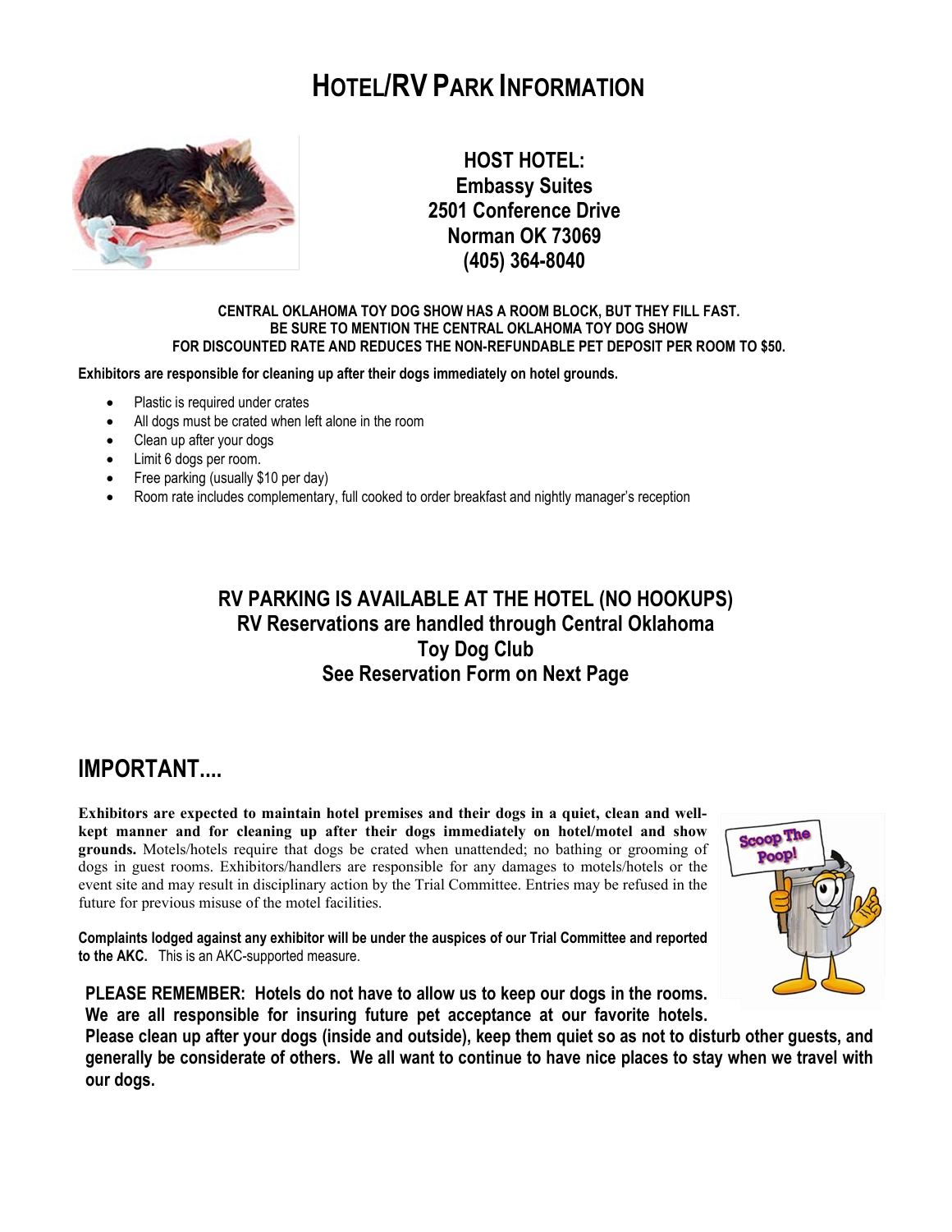# HOTEL/RV PARK INFORMATION

**HOST HOTEL:**
**Embassy Suites**
**2501 Conference Drive**
**Norman OK 73069**
**(405) 364-8040**

**CENTRAL OKLAHOMA TOY DOG SHOW HAS A ROOM BLOCK, BUT THEY FILL FAST.**
**BE SURE TO MENTION THE CENTRAL OKLAHOMA TOY DOG SHOW**
**FOR DISCOUNTED RATE AND REDUCES THE NON-REFUNDABLE PET DEPOSIT PER ROOM TO $50.**

**Exhibitors are responsible for cleaning up after their dogs immediately on hotel grounds.**

- Plastic is required under crates
- All dogs must be crated when left alone in the room
- Clean up after your dogs
- Limit 6 dogs per room.
- Free parking (usually $10 per day)
- Room rate includes complementary, full cooked to order breakfast and nightly manager's reception

**RV PARKING IS AVAILABLE AT THE HOTEL (NO HOOKUPS)**
**RV Reservations are handled through Central Oklahoma Toy Dog Club**
**See Reservation Form on Next Page**

## IMPORTANT....

**Exhibitors are expected to maintain hotel premises and their dogs in a quiet, clean and well-kept manner and for cleaning up after their dogs immediately on hotel/motel and show grounds.** Motels/hotels require that dogs be crated when unattended; no bathing or grooming of dogs in guest rooms. Exhibitors/handlers are responsible for any damages to motels/hotels or the event site and may result in disciplinary action by the Trial Committee. Entries may be refused in the future for previous misuse of the motel facilities.

**Complaints lodged against any exhibitor will be under the auspices of our Trial Committee and reported to the AKC.** This is an AKC-supported measure.

**PLEASE REMEMBER: Hotels do not have to allow us to keep our dogs in the rooms. We are all responsible for insuring future pet acceptance at our favorite hotels. Please clean up after your dogs (inside and outside), keep them quiet so as not to disturb other guests, and generally be considerate of others. We all want to continue to have nice places to stay when we travel with our dogs.**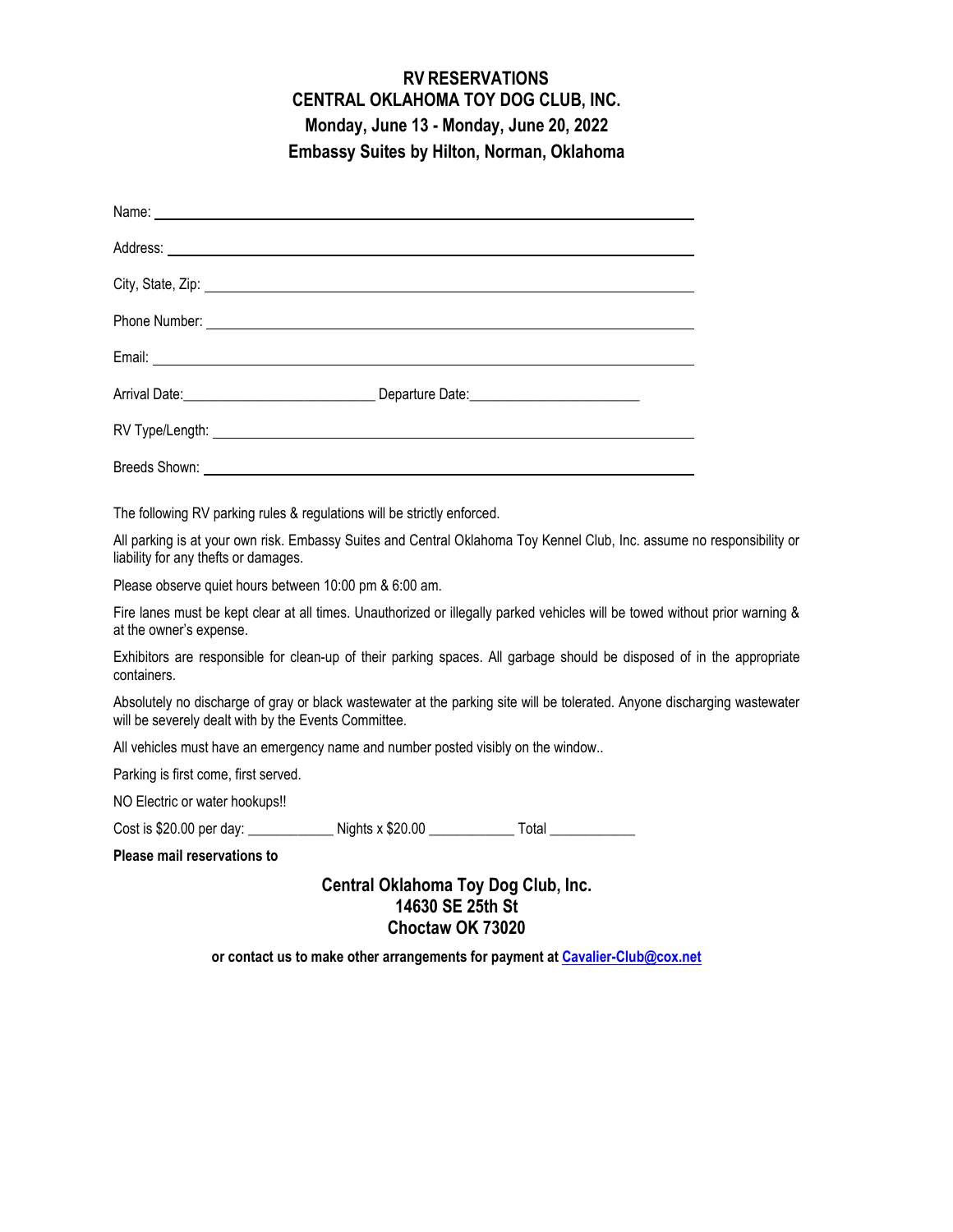**RV RESERVATIONS**
**CENTRAL OKLAHOMA TOY DOG CLUB, INC.**
**Monday, June 13 - Monday, June 20, 2022**
**Embassy Suites by Hilton, Norman, Oklahoma**

Name: ______________________________________________

Address: ______________________________________________

City, State, Zip: ______________________________________________

Phone Number: ______________________________________________

Email: ______________________________________________

Arrival Date:__________________________ Departure Date:________________________

RV Type/Length: ______________________________________________

Breeds Shown: ______________________________________________

The following RV parking rules & regulations will be strictly enforced.

All parking is at your own risk. Embassy Suites and Central Oklahoma Toy Kennel Club, Inc. assume no responsibility or liability for any thefts or damages.

Please observe quiet hours between 10:00 pm & 6:00 am.

Fire lanes must be kept clear at all times. Unauthorized or illegally parked vehicles will be towed without prior warning & at the owner's expense.

Exhibitors are responsible for clean-up of their parking spaces. All garbage should be disposed of in the appropriate containers.

Absolutely no discharge of gray or black wastewater at the parking site will be tolerated. Anyone discharging wastewater will be severely dealt with by the Events Committee.

All vehicles must have an emergency name and number posted visibly on the window..

Parking is first come, first served.

NO Electric or water hookups!!

Cost is $20.00 per day: ____________ Nights x $20.00 ____________ Total ____________

**Please mail reservations to**

**Central Oklahoma Toy Dog Club, Inc.**
**14630 SE 25th St**
**Choctaw OK 73020**

**or contact us to make other arrangements for payment at Cavalier-Club@cox.net**